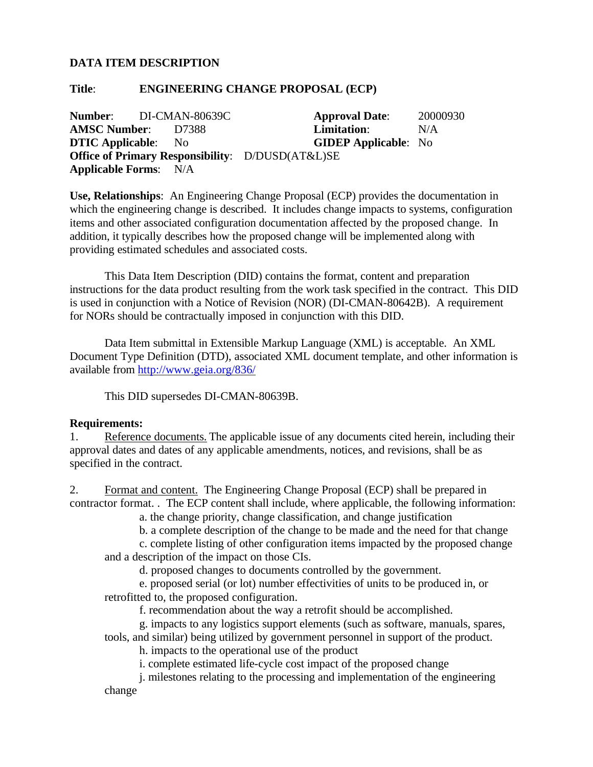**DATA ITEM DESCRIPTION**

**Title**: **ENGINEERING CHANGE PROPOSAL (ECP)**

**Number**: DI-CMAN-80639C
**Approval Date**: 20000930
**AMSC Number**: D7388
**Limitation**: N/A
**DTIC Applicable**: No
**GIDEP Applicable**: No
**Office of Primary Responsibility**: D/DUSD(AT&L)SE
**Applicable Forms**: N/A

**Use, Relationships**: An Engineering Change Proposal (ECP) provides the documentation in which the engineering change is described. It includes change impacts to systems, configuration items and other associated configuration documentation affected by the proposed change. In addition, it typically describes how the proposed change will be implemented along with providing estimated schedules and associated costs.

This Data Item Description (DID) contains the format, content and preparation instructions for the data product resulting from the work task specified in the contract. This DID is used in conjunction with a Notice of Revision (NOR) (DI-CMAN-80642B). A requirement for NORs should be contractually imposed in conjunction with this DID.

Data Item submittal in Extensible Markup Language (XML) is acceptable. An XML Document Type Definition (DTD), associated XML document template, and other information is available from http://www.geia.org/836/

This DID supersedes DI-CMAN-80639B.

**Requirements:**

1. Reference documents. The applicable issue of any documents cited herein, including their approval dates and dates of any applicable amendments, notices, and revisions, shall be as specified in the contract.

2. Format and content. The Engineering Change Proposal (ECP) shall be prepared in contractor format. . The ECP content shall include, where applicable, the following information:

   a. the change priority, change classification, and change justification

   b. a complete description of the change to be made and the need for that change

   c. complete listing of other configuration items impacted by the proposed change and a description of the impact on those CIs.

   d. proposed changes to documents controlled by the government.

   e. proposed serial (or lot) number effectivities of units to be produced in, or retrofitted to, the proposed configuration.

   f. recommendation about the way a retrofit should be accomplished.

   g. impacts to any logistics support elements (such as software, manuals, spares, tools, and similar) being utilized by government personnel in support of the product.

   h. impacts to the operational use of the product

   i. complete estimated life-cycle cost impact of the proposed change

   j. milestones relating to the processing and implementation of the engineering change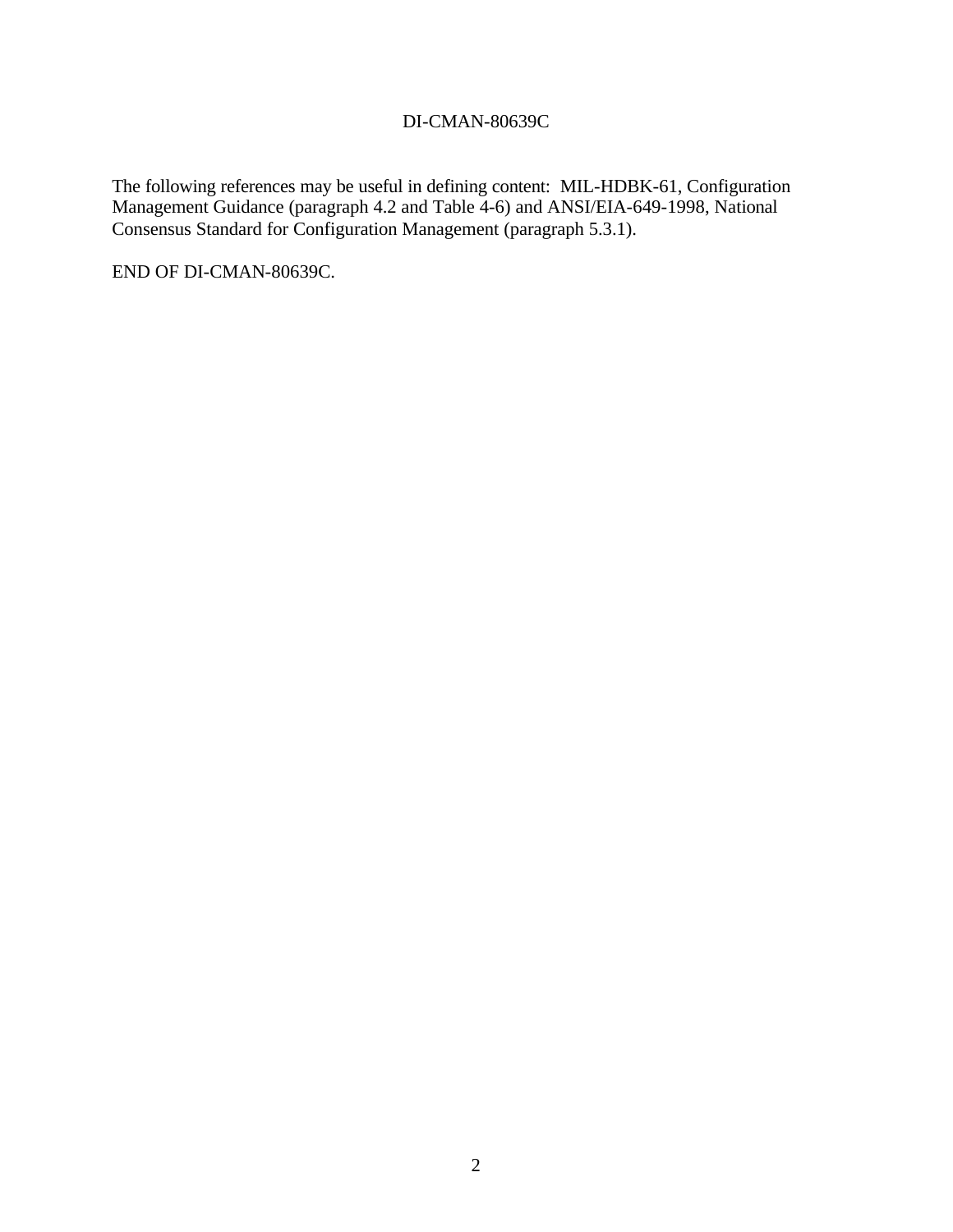The following references may be useful in defining content: MIL-HDBK-61, Configuration Management Guidance (paragraph 4.2 and Table 4-6) and ANSI/EIA-649-1998, National Consensus Standard for Configuration Management (paragraph 5.3.1).

END OF DI-CMAN-80639C.